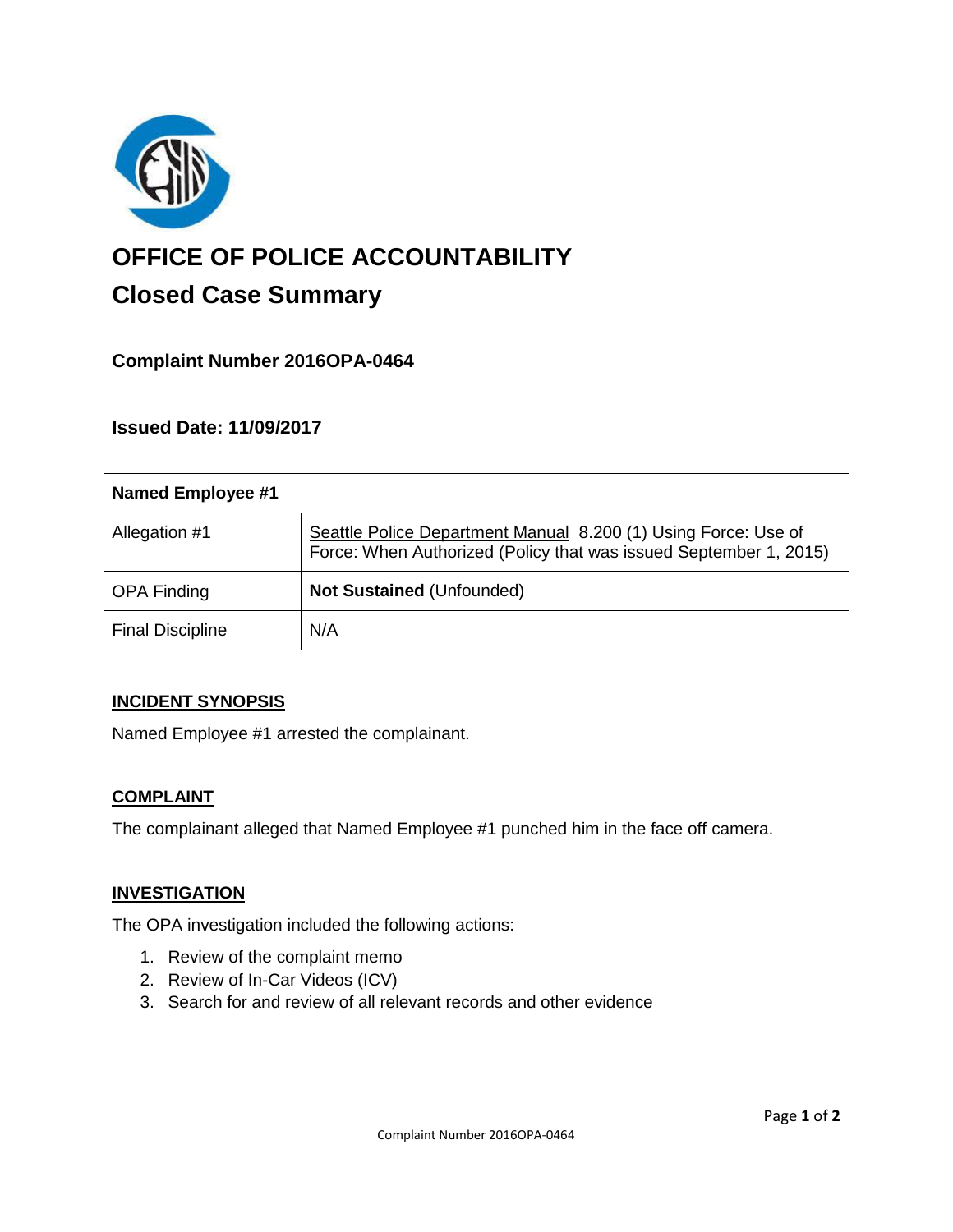# OFFICE OF POLICE ACCOUNTABILITY

## Closed Case Summary

### Complaint Number 2016OPA-0464

### Issued Date: 11/09/2017

| Named Employee #1 | |
|---|---|
| Allegation #1 | Seattle Police Department Manual 8.200 (1) Using Force: Use of Force: When Authorized (Policy that was issued September 1, 2015) |
| OPA Finding | **Not Sustained** (Unfounded) |
| Final Discipline | N/A |

### INCIDENT SYNOPSIS

Named Employee #1 arrested the complainant.

### COMPLAINT

The complainant alleged that Named Employee #1 punched him in the face off camera.

### INVESTIGATION

The OPA investigation included the following actions:

1. Review of the complaint memo
2. Review of In-Car Videos (ICV)
3. Search for and review of all relevant records and other evidence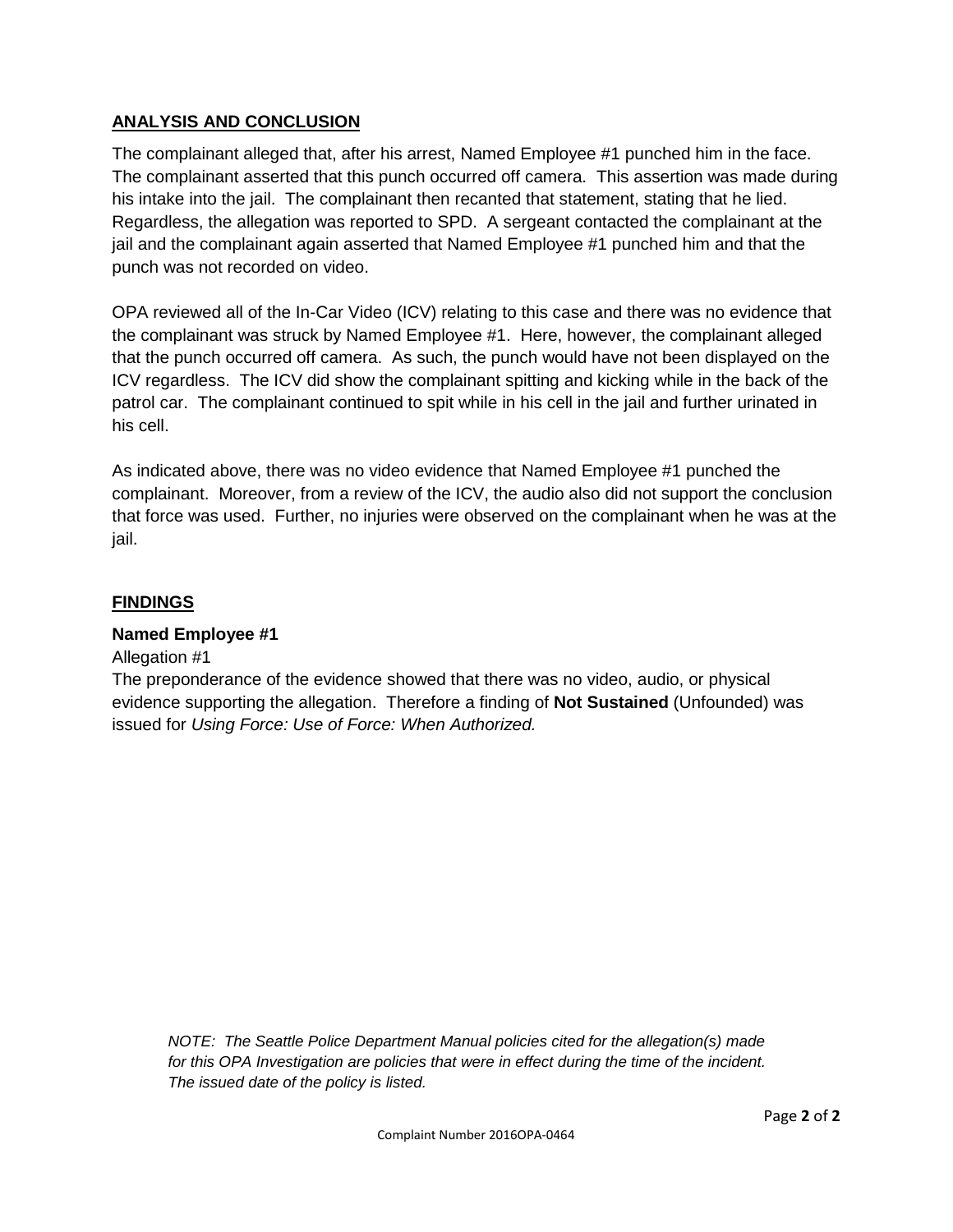## ANALYSIS AND CONCLUSION

The complainant alleged that, after his arrest, Named Employee #1 punched him in the face. The complainant asserted that this punch occurred off camera. This assertion was made during his intake into the jail. The complainant then recanted that statement, stating that he lied. Regardless, the allegation was reported to SPD. A sergeant contacted the complainant at the jail and the complainant again asserted that Named Employee #1 punched him and that the punch was not recorded on video.

OPA reviewed all of the In-Car Video (ICV) relating to this case and there was no evidence that the complainant was struck by Named Employee #1. Here, however, the complainant alleged that the punch occurred off camera. As such, the punch would have not been displayed on the ICV regardless. The ICV did show the complainant spitting and kicking while in the back of the patrol car. The complainant continued to spit while in his cell in the jail and further urinated in his cell.

As indicated above, there was no video evidence that Named Employee #1 punched the complainant. Moreover, from a review of the ICV, the audio also did not support the conclusion that force was used. Further, no injuries were observed on the complainant when he was at the jail.

## FINDINGS

**Named Employee #1**

Allegation #1

The preponderance of the evidence showed that there was no video, audio, or physical evidence supporting the allegation. Therefore a finding of **Not Sustained** (Unfounded) was issued for *Using Force: Use of Force: When Authorized.*

*NOTE: The Seattle Police Department Manual policies cited for the allegation(s) made for this OPA Investigation are policies that were in effect during the time of the incident. The issued date of the policy is listed.*

Complaint Number 2016OPA-0464